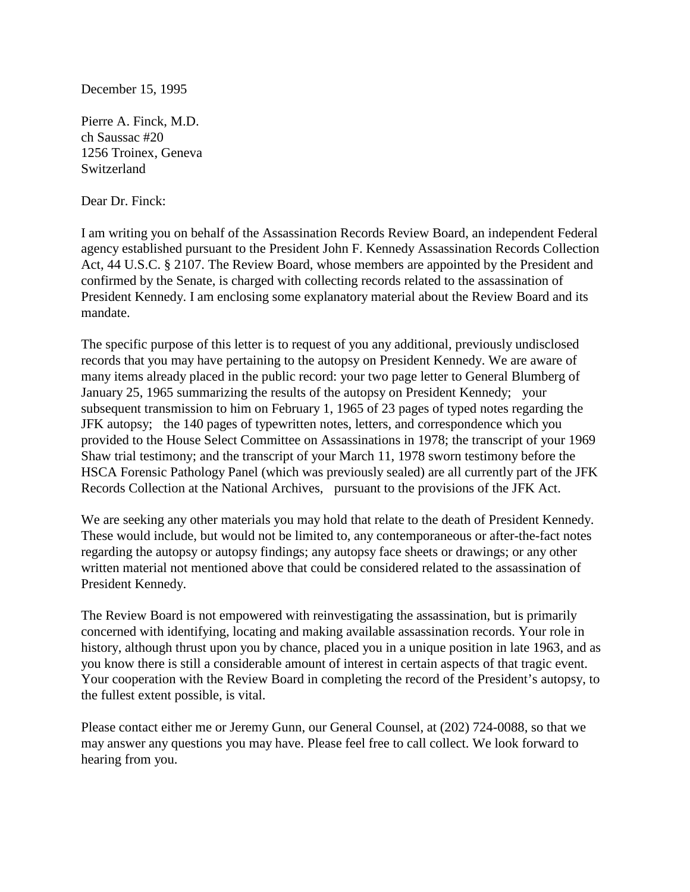December 15, 1995

Pierre A. Finck, M.D.
ch Saussac #20
1256 Troinex, Geneva
Switzerland

Dear Dr. Finck:

I am writing you on behalf of the Assassination Records Review Board, an independent Federal agency established pursuant to the President John F. Kennedy Assassination Records Collection Act, 44 U.S.C. § 2107. The Review Board, whose members are appointed by the President and confirmed by the Senate, is charged with collecting records related to the assassination of President Kennedy. I am enclosing some explanatory material about the Review Board and its mandate.

The specific purpose of this letter is to request of you any additional, previously undisclosed records that you may have pertaining to the autopsy on President Kennedy. We are aware of many items already placed in the public record: your two page letter to General Blumberg of January 25, 1965 summarizing the results of the autopsy on President Kennedy; your subsequent transmission to him on February 1, 1965 of 23 pages of typed notes regarding the JFK autopsy; the 140 pages of typewritten notes, letters, and correspondence which you provided to the House Select Committee on Assassinations in 1978; the transcript of your 1969 Shaw trial testimony; and the transcript of your March 11, 1978 sworn testimony before the HSCA Forensic Pathology Panel (which was previously sealed) are all currently part of the JFK Records Collection at the National Archives, pursuant to the provisions of the JFK Act.

We are seeking any other materials you may hold that relate to the death of President Kennedy. These would include, but would not be limited to, any contemporaneous or after-the-fact notes regarding the autopsy or autopsy findings; any autopsy face sheets or drawings; or any other written material not mentioned above that could be considered related to the assassination of President Kennedy.

The Review Board is not empowered with reinvestigating the assassination, but is primarily concerned with identifying, locating and making available assassination records. Your role in history, although thrust upon you by chance, placed you in a unique position in late 1963, and as you know there is still a considerable amount of interest in certain aspects of that tragic event. Your cooperation with the Review Board in completing the record of the President's autopsy, to the fullest extent possible, is vital.

Please contact either me or Jeremy Gunn, our General Counsel, at (202) 724-0088, so that we may answer any questions you may have. Please feel free to call collect. We look forward to hearing from you.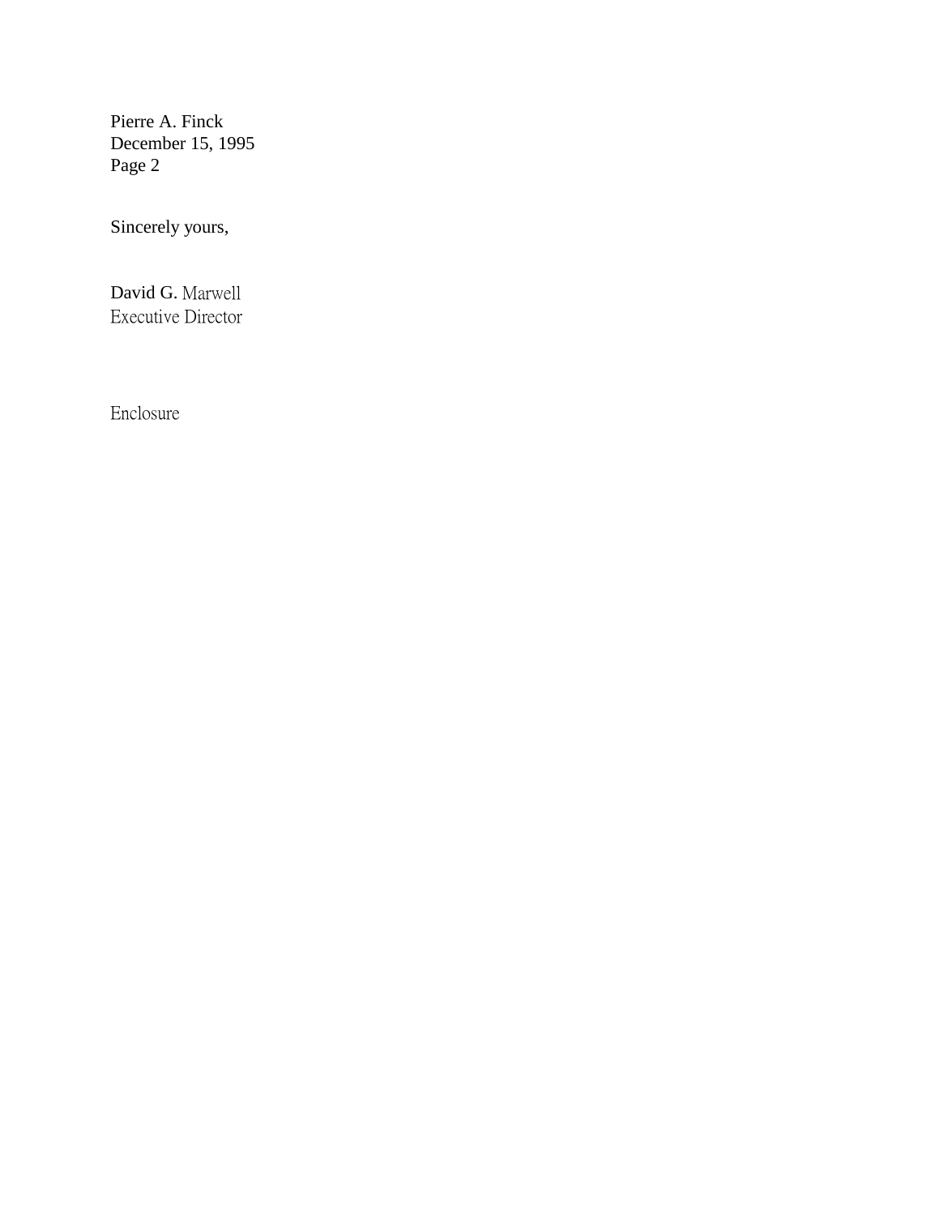Sincerely yours,

David G. Marwell
Executive Director

Enclosure